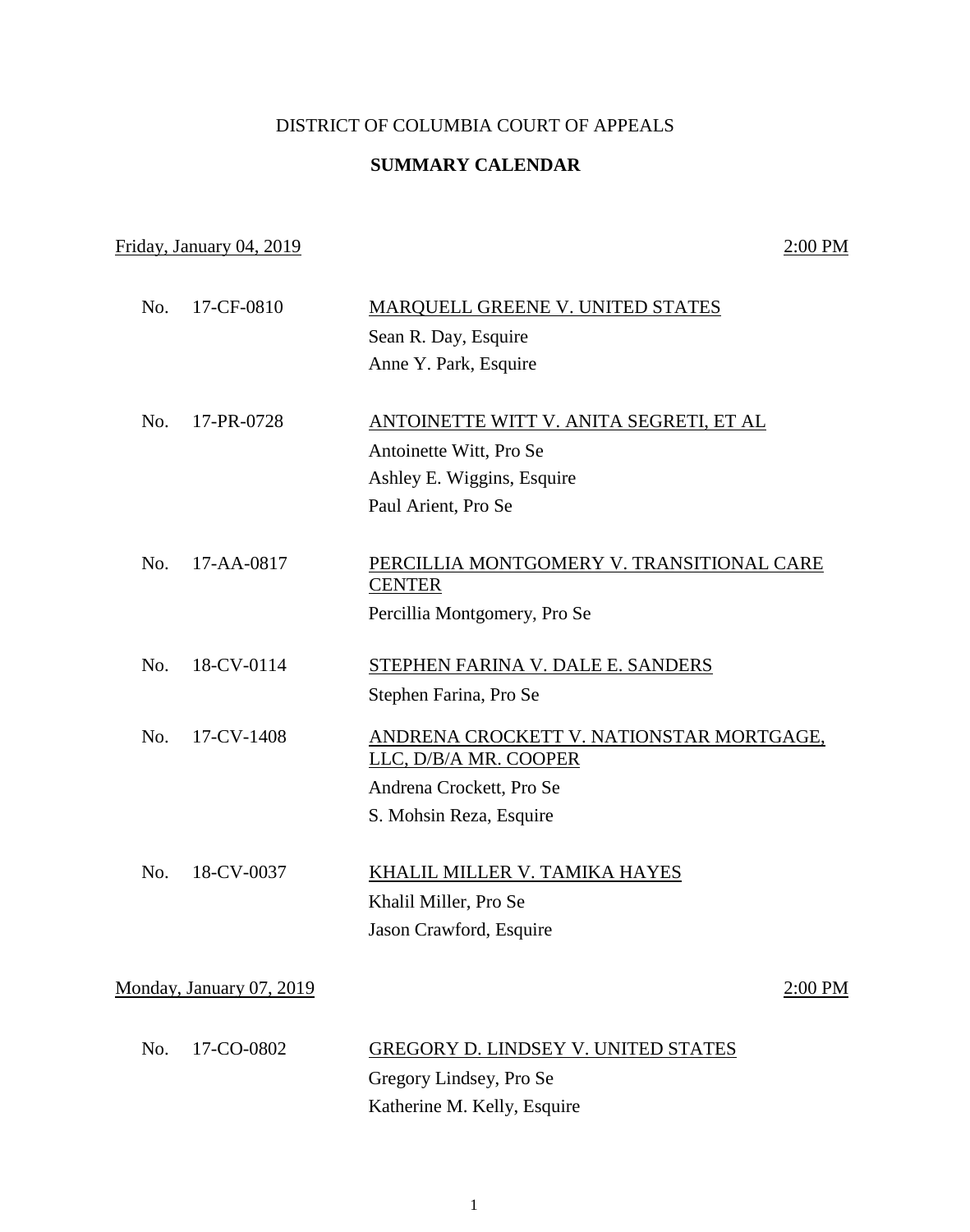# DISTRICT OF COLUMBIA COURT OF APPEALS

## SUMMARY CALENDAR

Friday, January 04, 2019 — 2:00 PM

| No. | Case | Parties / Counsel |
|---|---|---|
| No. | 17-CF-0810 | MARQUELL GREENE V. UNITED STATES<br>Sean R. Day, Esquire<br>Anne Y. Park, Esquire |
| No. | 17-PR-0728 | ANTOINETTE WITT V. ANITA SEGRETI, ET AL<br>Antoinette Witt, Pro Se<br>Ashley E. Wiggins, Esquire<br>Paul Arient, Pro Se |
| No. | 17-AA-0817 | PERCILLIA MONTGOMERY V. TRANSITIONAL CARE CENTER<br>Percillia Montgomery, Pro Se |
| No. | 18-CV-0114 | STEPHEN FARINA V. DALE E. SANDERS<br>Stephen Farina, Pro Se |
| No. | 17-CV-1408 | ANDRENA CROCKETT V. NATIONSTAR MORTGAGE, LLC, D/B/A MR. COOPER<br>Andrena Crockett, Pro Se<br>S. Mohsin Reza, Esquire |
| No. | 18-CV-0037 | KHALIL MILLER V. TAMIKA HAYES<br>Khalil Miller, Pro Se<br>Jason Crawford, Esquire |

Monday, January 07, 2019 — 2:00 PM

| No. | Case | Parties / Counsel |
|---|---|---|
| No. | 17-CO-0802 | GREGORY D. LINDSEY V. UNITED STATES<br>Gregory Lindsey, Pro Se<br>Katherine M. Kelly, Esquire |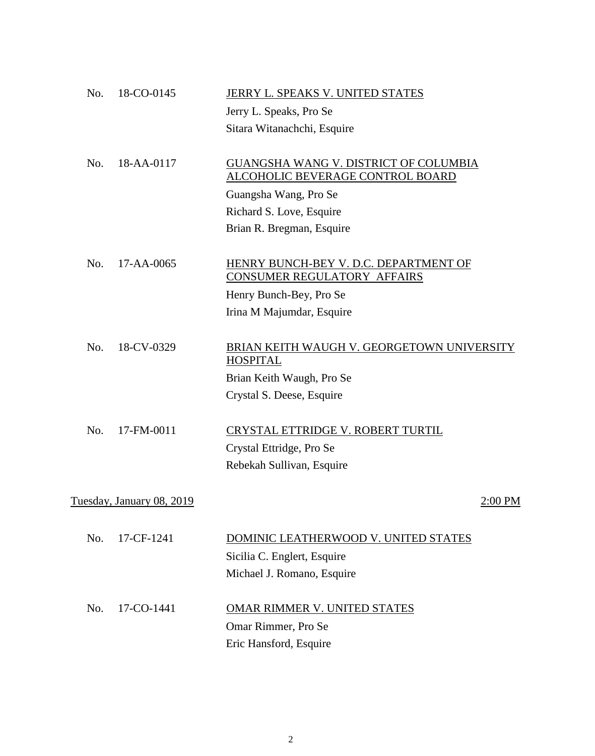No. 18-CO-0145 — <u>JERRY L. SPEAKS V. UNITED STATES</u>

Jerry L. Speaks, Pro Se
Sitara Witanachchi, Esquire

No. 18-AA-0117 — <u>GUANGSHA WANG V. DISTRICT OF COLUMBIA ALCOHOLIC BEVERAGE CONTROL BOARD</u>

Guangsha Wang, Pro Se
Richard S. Love, Esquire
Brian R. Bregman, Esquire

No. 17-AA-0065 — <u>HENRY BUNCH-BEY V. D.C. DEPARTMENT OF CONSUMER REGULATORY AFFAIRS</u>

Henry Bunch-Bey, Pro Se
Irina M Majumdar, Esquire

No. 18-CV-0329 — <u>BRIAN KEITH WAUGH V. GEORGETOWN UNIVERSITY HOSPITAL</u>

Brian Keith Waugh, Pro Se
Crystal S. Deese, Esquire

No. 17-FM-0011 — <u>CRYSTAL ETTRIDGE V. ROBERT TURTIL</u>

Crystal Ettridge, Pro Se
Rebekah Sullivan, Esquire

<u>Tuesday, January 08, 2019</u> — <u>2:00 PM</u>

No. 17-CF-1241 — <u>DOMINIC LEATHERWOOD V. UNITED STATES</u>

Sicilia C. Englert, Esquire
Michael J. Romano, Esquire

No. 17-CO-1441 — <u>OMAR RIMMER V. UNITED STATES</u>

Omar Rimmer, Pro Se
Eric Hansford, Esquire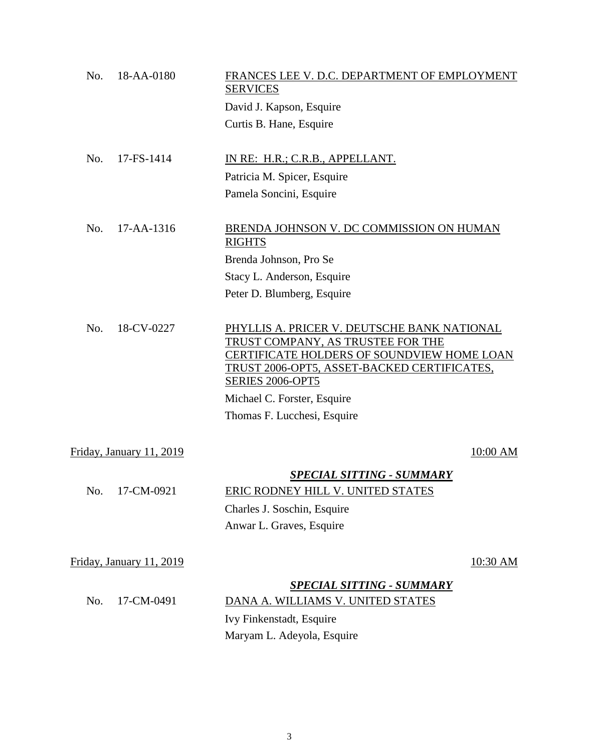No. 18-AA-0180 FRANCES LEE V. D.C. DEPARTMENT OF EMPLOYMENT SERVICES

David J. Kapson, Esquire

Curtis B. Hane, Esquire

No. 17-FS-1414 IN RE: H.R.; C.R.B., APPELLANT.

Patricia M. Spicer, Esquire

Pamela Soncini, Esquire

No. 17-AA-1316 BRENDA JOHNSON V. DC COMMISSION ON HUMAN RIGHTS

Brenda Johnson, Pro Se

Stacy L. Anderson, Esquire

Peter D. Blumberg, Esquire

No. 18-CV-0227 PHYLLIS A. PRICER V. DEUTSCHE BANK NATIONAL TRUST COMPANY, AS TRUSTEE FOR THE CERTIFICATE HOLDERS OF SOUNDVIEW HOME LOAN TRUST 2006-OPT5, ASSET-BACKED CERTIFICATES, SERIES 2006-OPT5

Michael C. Forster, Esquire

Thomas F. Lucchesi, Esquire

Friday, January 11, 2019 10:00 AM

***SPECIAL SITTING - SUMMARY***

No. 17-CM-0921 ERIC RODNEY HILL V. UNITED STATES

Charles J. Soschin, Esquire

Anwar L. Graves, Esquire

Friday, January 11, 2019 10:30 AM

***SPECIAL SITTING - SUMMARY***

No. 17-CM-0491 DANA A. WILLIAMS V. UNITED STATES

Ivy Finkenstadt, Esquire

Maryam L. Adeyola, Esquire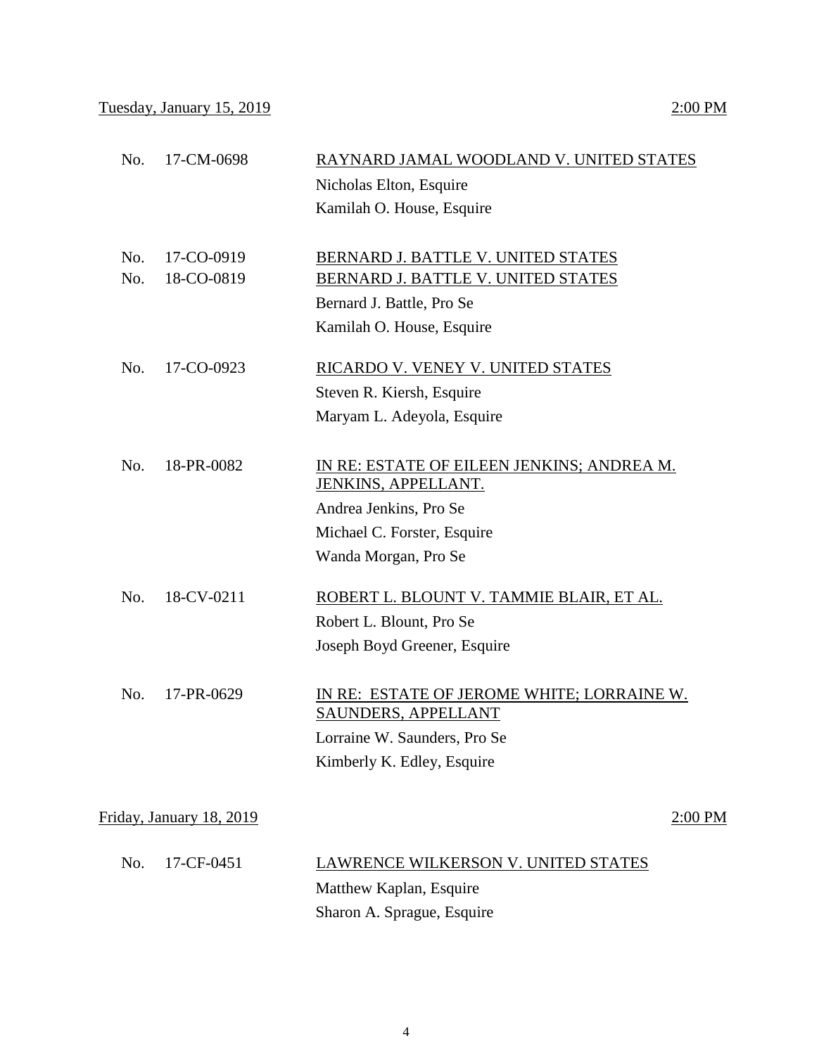Tuesday, January 15, 2019 2:00 PM

No. 17-CM-0698 RAYNARD JAMAL WOODLAND V. UNITED STATES
Nicholas Elton, Esquire
Kamilah O. House, Esquire

No. 17-CO-0919 BERNARD J. BATTLE V. UNITED STATES
No. 18-CO-0819 BERNARD J. BATTLE V. UNITED STATES
Bernard J. Battle, Pro Se
Kamilah O. House, Esquire

No. 17-CO-0923 RICARDO V. VENEY V. UNITED STATES
Steven R. Kiersh, Esquire
Maryam L. Adeyola, Esquire

No. 18-PR-0082 IN RE: ESTATE OF EILEEN JENKINS; ANDREA M. JENKINS, APPELLANT.
Andrea Jenkins, Pro Se
Michael C. Forster, Esquire
Wanda Morgan, Pro Se

No. 18-CV-0211 ROBERT L. BLOUNT V. TAMMIE BLAIR, ET AL.
Robert L. Blount, Pro Se
Joseph Boyd Greener, Esquire

No. 17-PR-0629 IN RE: ESTATE OF JEROME WHITE; LORRAINE W. SAUNDERS, APPELLANT
Lorraine W. Saunders, Pro Se
Kimberly K. Edley, Esquire

Friday, January 18, 2019 2:00 PM

No. 17-CF-0451 LAWRENCE WILKERSON V. UNITED STATES
Matthew Kaplan, Esquire
Sharon A. Sprague, Esquire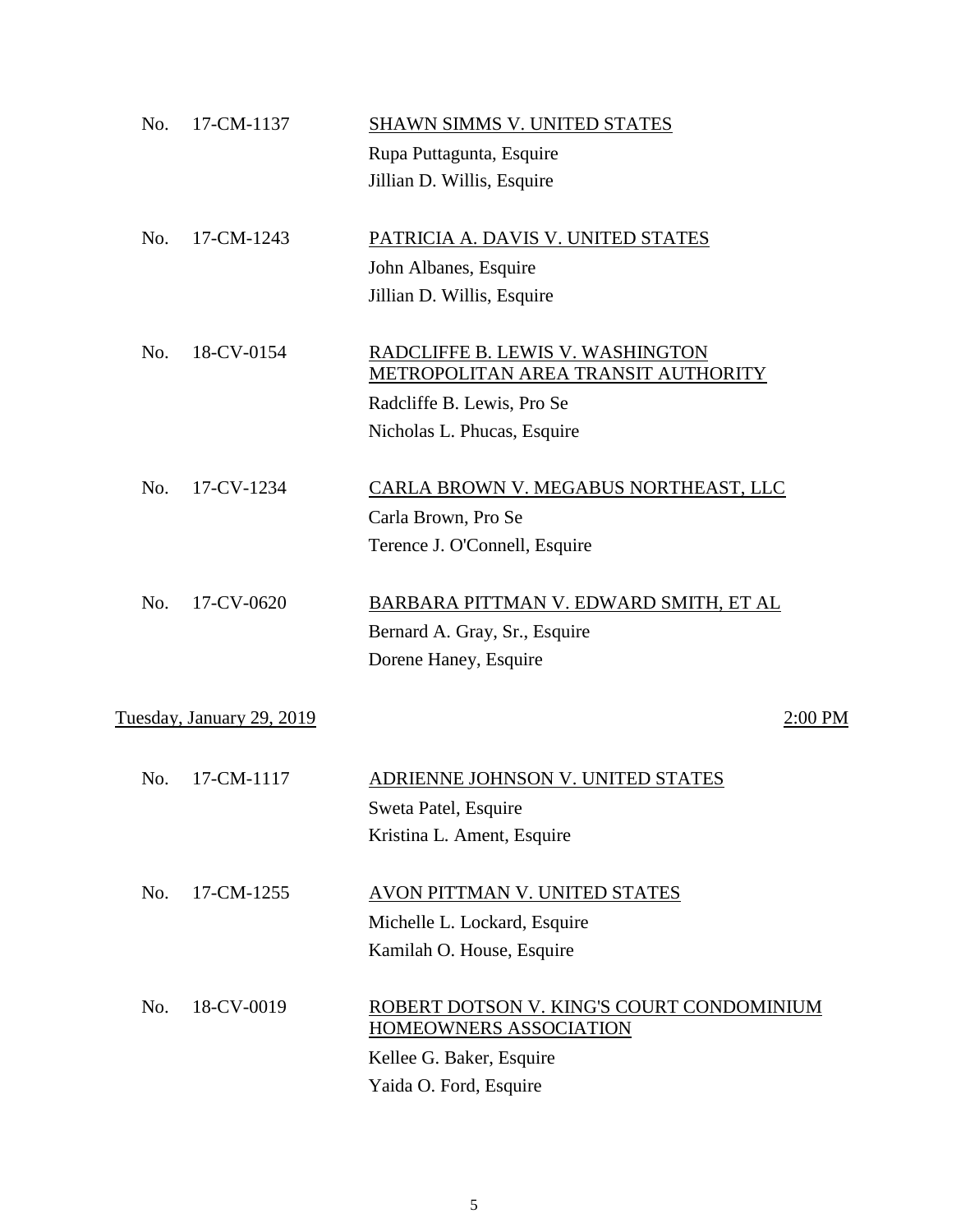No. 17-CM-1137 — <u>SHAWN SIMMS V. UNITED STATES</u>
Rupa Puttagunta, Esquire
Jillian D. Willis, Esquire

No. 17-CM-1243 — <u>PATRICIA A. DAVIS V. UNITED STATES</u>
John Albanes, Esquire
Jillian D. Willis, Esquire

No. 18-CV-0154 — <u>RADCLIFFE B. LEWIS V. WASHINGTON METROPOLITAN AREA TRANSIT AUTHORITY</u>
Radcliffe B. Lewis, Pro Se
Nicholas L. Phucas, Esquire

No. 17-CV-1234 — <u>CARLA BROWN V. MEGABUS NORTHEAST, LLC</u>
Carla Brown, Pro Se
Terence J. O'Connell, Esquire

No. 17-CV-0620 — <u>BARBARA PITTMAN V. EDWARD SMITH, ET AL</u>
Bernard A. Gray, Sr., Esquire
Dorene Haney, Esquire

<u>Tuesday, January 29, 2019</u> — <u>2:00 PM</u>

No. 17-CM-1117 — <u>ADRIENNE JOHNSON V. UNITED STATES</u>
Sweta Patel, Esquire
Kristina L. Ament, Esquire

No. 17-CM-1255 — <u>AVON PITTMAN V. UNITED STATES</u>
Michelle L. Lockard, Esquire
Kamilah O. House, Esquire

No. 18-CV-0019 — <u>ROBERT DOTSON V. KING'S COURT CONDOMINIUM HOMEOWNERS ASSOCIATION</u>
Kellee G. Baker, Esquire
Yaida O. Ford, Esquire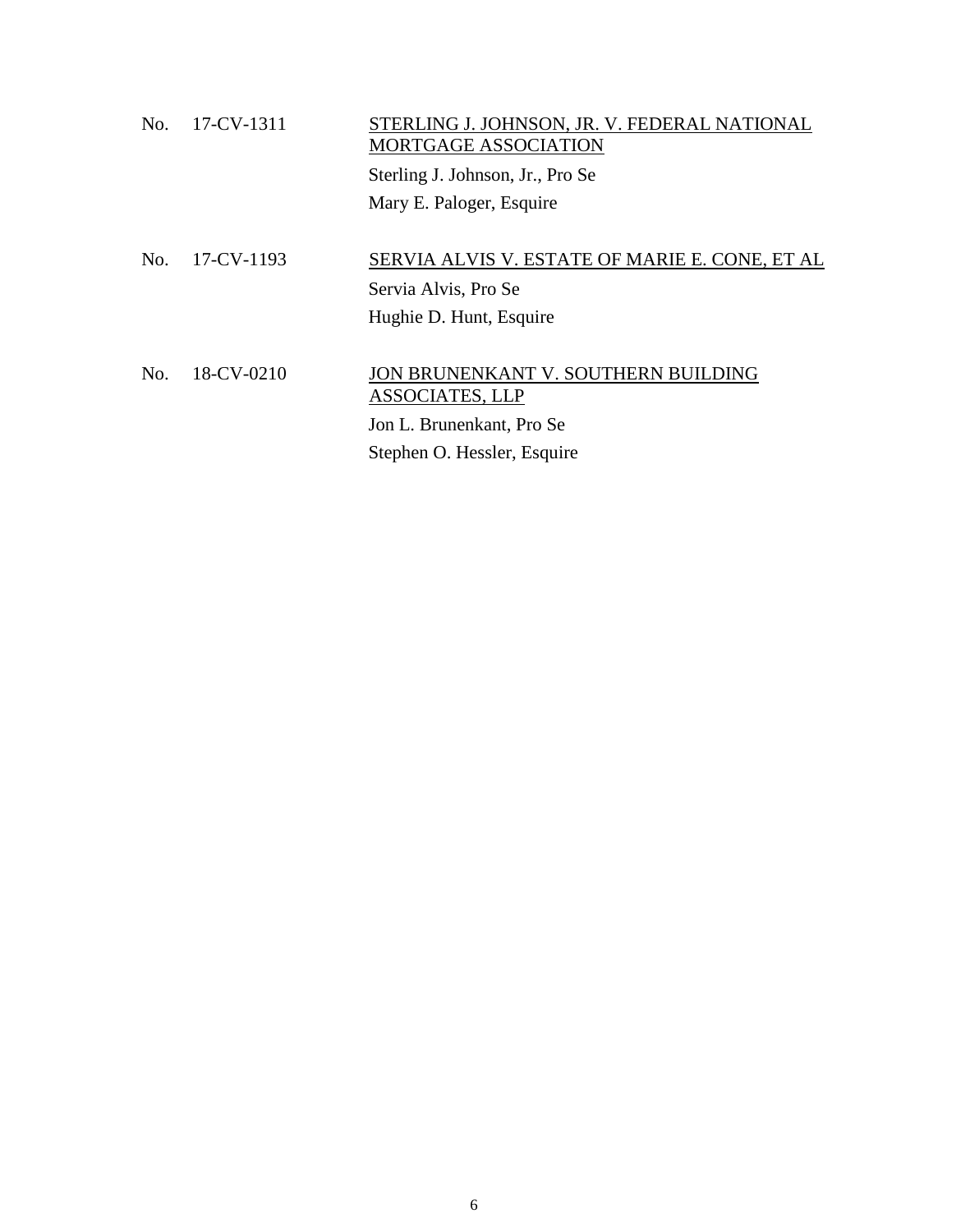No. 17-CV-1311 <u>STERLING J. JOHNSON, JR. V. FEDERAL NATIONAL MORTGAGE ASSOCIATION</u>

Sterling J. Johnson, Jr., Pro Se

Mary E. Paloger, Esquire

No. 17-CV-1193 <u>SERVIA ALVIS V. ESTATE OF MARIE E. CONE, ET AL</u>

Servia Alvis, Pro Se

Hughie D. Hunt, Esquire

No. 18-CV-0210 <u>JON BRUNENKANT V. SOUTHERN BUILDING ASSOCIATES, LLP</u>

Jon L. Brunenkant, Pro Se

Stephen O. Hessler, Esquire